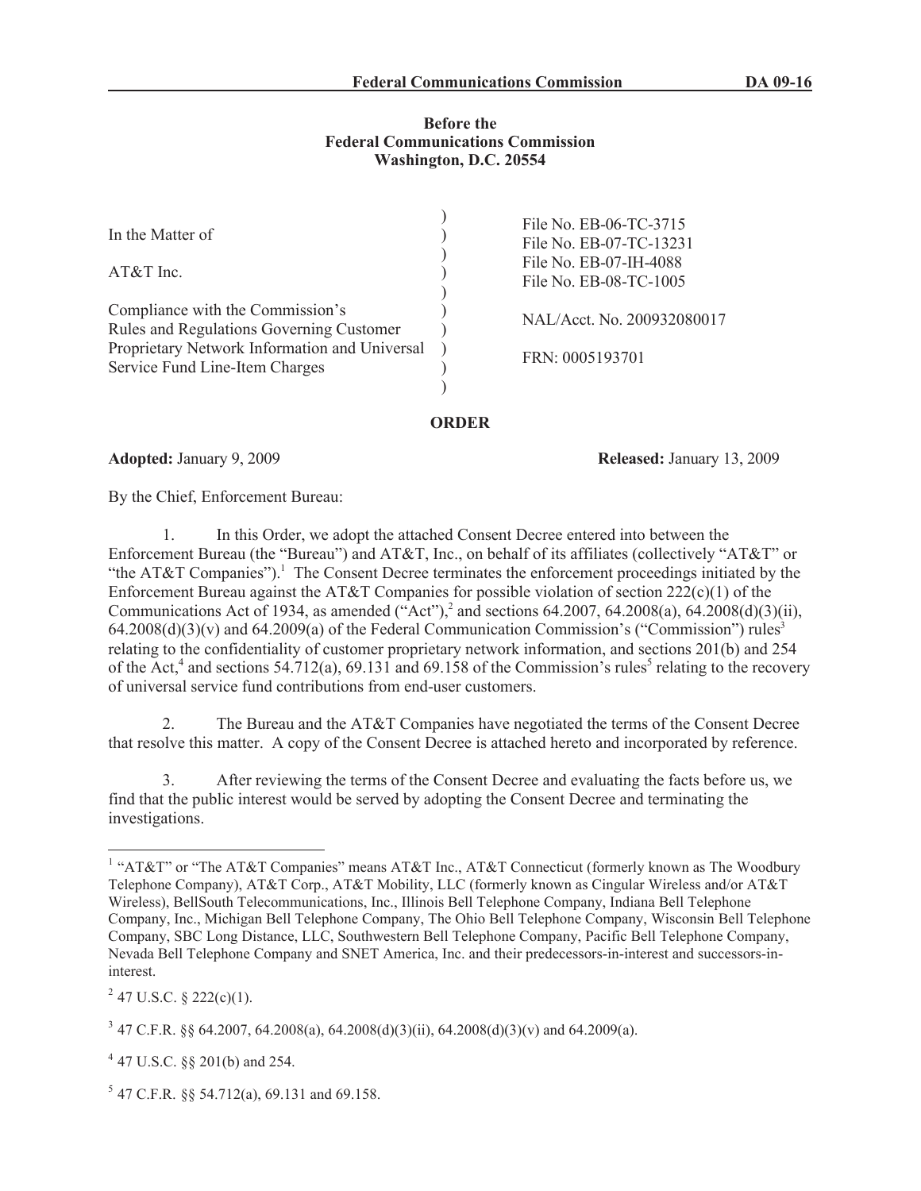**Before the**
**Federal Communications Commission**
**Washington, D.C. 20554**

| | |
|---|---|
| In the Matter of<br><br>AT&T Inc.<br><br>Compliance with the Commission's Rules and Regulations Governing Customer Proprietary Network Information and Universal Service Fund Line-Item Charges | File No. EB-06-TC-3715<br>File No. EB-07-TC-13231<br>File No. EB-07-IH-4088<br>File No. EB-08-TC-1005<br><br>NAL/Acct. No. 200932080017<br><br>FRN: 0005193701 |

## ORDER

**Adopted:** January 9, 2009 **Released:** January 13, 2009

By the Chief, Enforcement Bureau:

1. In this Order, we adopt the attached Consent Decree entered into between the Enforcement Bureau (the "Bureau") and AT&T, Inc., on behalf of its affiliates (collectively "AT&T" or "the AT&T Companies").[1] The Consent Decree terminates the enforcement proceedings initiated by the Enforcement Bureau against the AT&T Companies for possible violation of section 222(c)(1) of the Communications Act of 1934, as amended ("Act"),[2] and sections 64.2007, 64.2008(a), 64.2008(d)(3)(ii), 64.2008(d)(3)(v) and 64.2009(a) of the Federal Communication Commission's ("Commission") rules[3] relating to the confidentiality of customer proprietary network information, and sections 201(b) and 254 of the Act,[4] and sections 54.712(a), 69.131 and 69.158 of the Commission's rules[5] relating to the recovery of universal service fund contributions from end-user customers.

2. The Bureau and the AT&T Companies have negotiated the terms of the Consent Decree that resolve this matter. A copy of the Consent Decree is attached hereto and incorporated by reference.

3. After reviewing the terms of the Consent Decree and evaluating the facts before us, we find that the public interest would be served by adopting the Consent Decree and terminating the investigations.

---

[1] "AT&T" or "The AT&T Companies" means AT&T Inc., AT&T Connecticut (formerly known as The Woodbury Telephone Company), AT&T Corp., AT&T Mobility, LLC (formerly known as Cingular Wireless and/or AT&T Wireless), BellSouth Telecommunications, Inc., Illinois Bell Telephone Company, Indiana Bell Telephone Company, Inc., Michigan Bell Telephone Company, The Ohio Bell Telephone Company, Wisconsin Bell Telephone Company, SBC Long Distance, LLC, Southwestern Bell Telephone Company, Pacific Bell Telephone Company, Nevada Bell Telephone Company and SNET America, Inc. and their predecessors-in-interest and successors-in-interest.

[2] 47 U.S.C. § 222(c)(1).

[3] 47 C.F.R. §§ 64.2007, 64.2008(a), 64.2008(d)(3)(ii), 64.2008(d)(3)(v) and 64.2009(a).

[4] 47 U.S.C. §§ 201(b) and 254.

[5] 47 C.F.R. §§ 54.712(a), 69.131 and 69.158.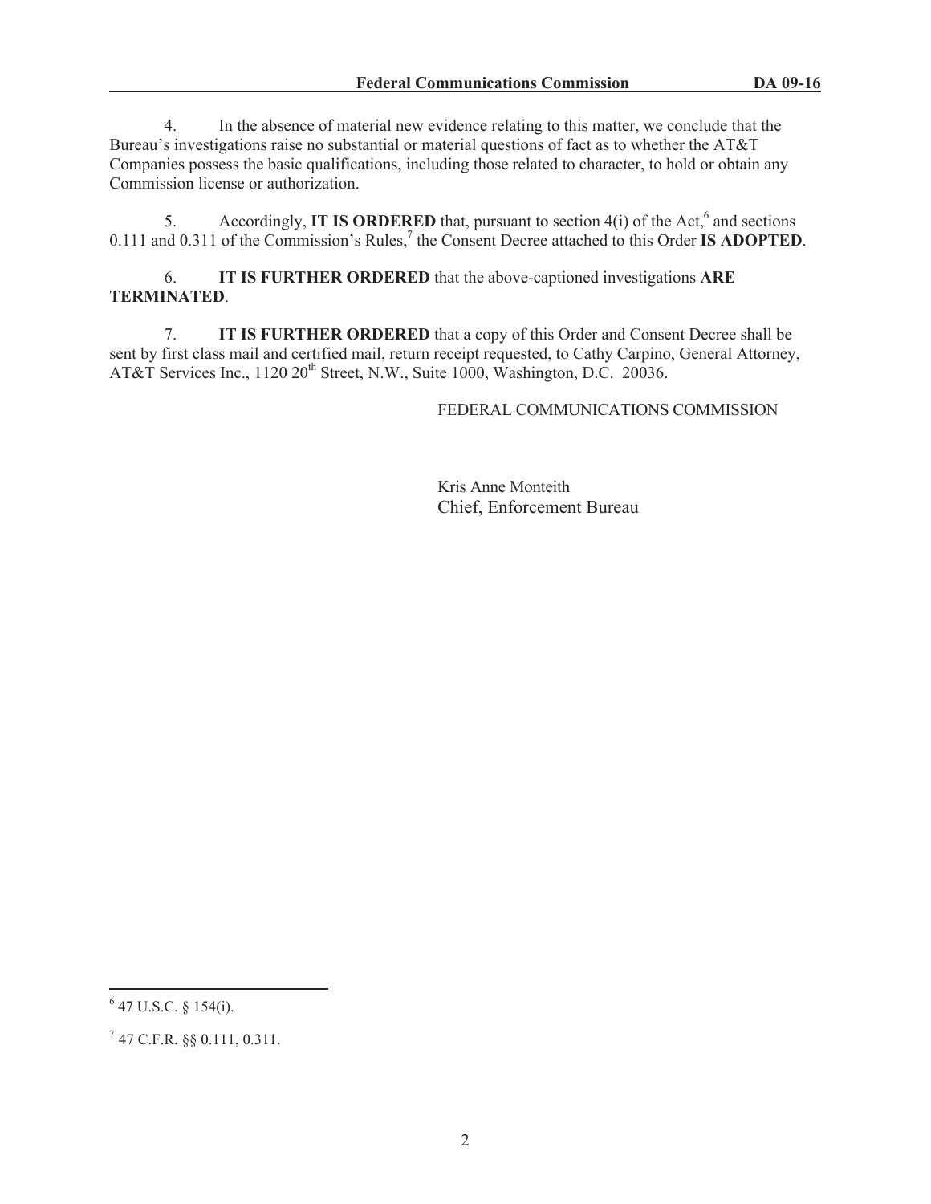4. In the absence of material new evidence relating to this matter, we conclude that the Bureau's investigations raise no substantial or material questions of fact as to whether the AT&T Companies possess the basic qualifications, including those related to character, to hold or obtain any Commission license or authorization.

5. Accordingly, **IT IS ORDERED** that, pursuant to section 4(i) of the Act,[6] and sections 0.111 and 0.311 of the Commission's Rules,[7] the Consent Decree attached to this Order **IS ADOPTED**.

6. **IT IS FURTHER ORDERED** that the above-captioned investigations **ARE TERMINATED**.

7. **IT IS FURTHER ORDERED** that a copy of this Order and Consent Decree shall be sent by first class mail and certified mail, return receipt requested, to Cathy Carpino, General Attorney, AT&T Services Inc., 1120 20th Street, N.W., Suite 1000, Washington, D.C. 20036.

FEDERAL COMMUNICATIONS COMMISSION

Kris Anne Monteith
Chief, Enforcement Bureau

---

[6] 47 U.S.C. § 154(i).

[7] 47 C.F.R. §§ 0.111, 0.311.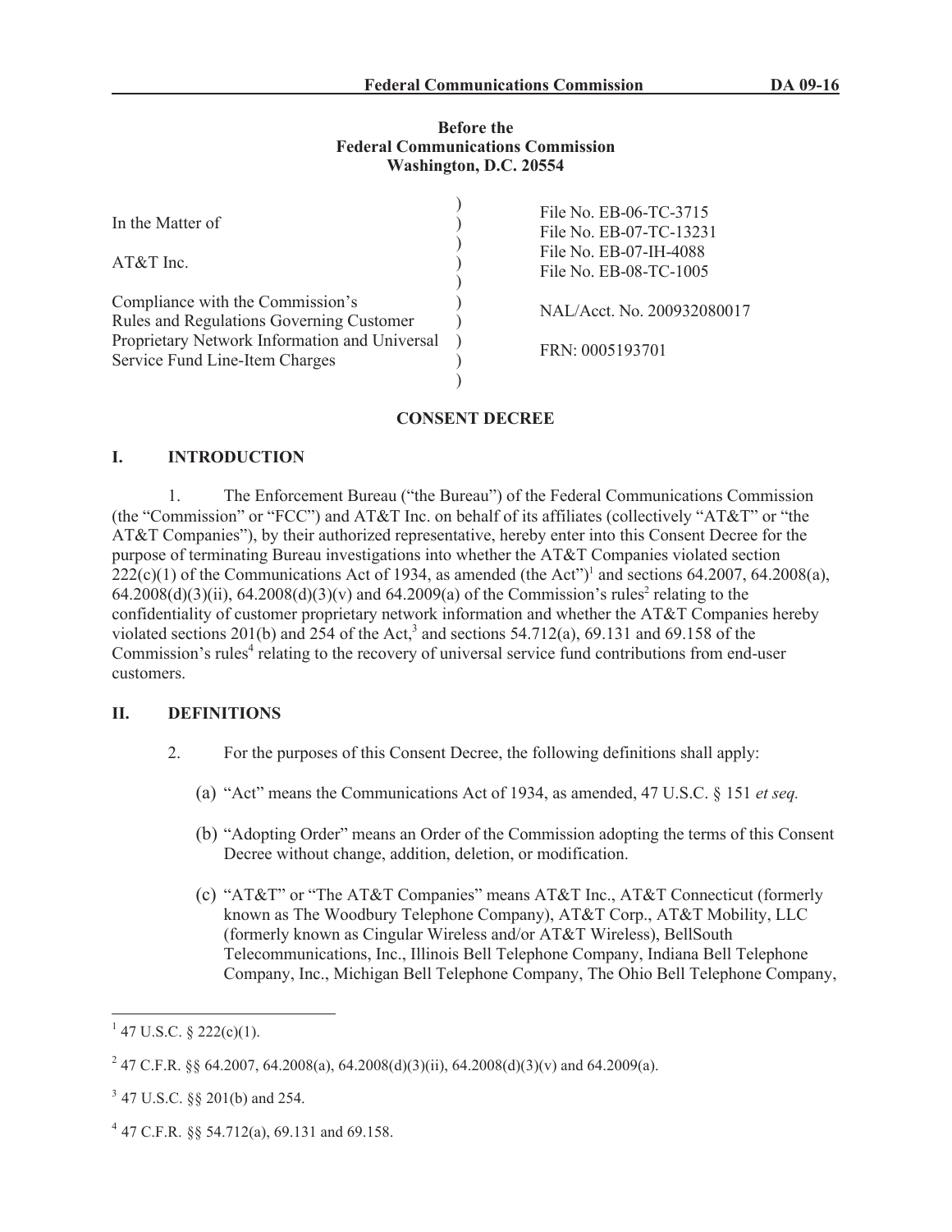**Before the**
**Federal Communications Commission**
**Washington, D.C. 20554**

| | |
|---|---|
| In the Matter of<br><br>AT&T Inc.<br><br>Compliance with the Commission's Rules and Regulations Governing Customer Proprietary Network Information and Universal Service Fund Line-Item Charges | File No. EB-06-TC-3715<br>File No. EB-07-TC-13231<br>File No. EB-07-IH-4088<br>File No. EB-08-TC-1005<br><br>NAL/Acct. No. 200932080017<br><br>FRN: 0005193701 |

**CONSENT DECREE**

## I. INTRODUCTION

1. The Enforcement Bureau ("the Bureau") of the Federal Communications Commission (the "Commission" or "FCC") and AT&T Inc. on behalf of its affiliates (collectively "AT&T" or "the AT&T Companies"), by their authorized representative, hereby enter into this Consent Decree for the purpose of terminating Bureau investigations into whether the AT&T Companies violated section 222(c)(1) of the Communications Act of 1934, as amended (the Act")[1] and sections 64.2007, 64.2008(a), 64.2008(d)(3)(ii), 64.2008(d)(3)(v) and 64.2009(a) of the Commission's rules[2] relating to the confidentiality of customer proprietary network information and whether the AT&T Companies hereby violated sections 201(b) and 254 of the Act,[3] and sections 54.712(a), 69.131 and 69.158 of the Commission's rules[4] relating to the recovery of universal service fund contributions from end-user customers.

## II. DEFINITIONS

2. For the purposes of this Consent Decree, the following definitions shall apply:

(a) "Act" means the Communications Act of 1934, as amended, 47 U.S.C. § 151 *et seq.*

(b) "Adopting Order" means an Order of the Commission adopting the terms of this Consent Decree without change, addition, deletion, or modification.

(c) "AT&T" or "The AT&T Companies" means AT&T Inc., AT&T Connecticut (formerly known as The Woodbury Telephone Company), AT&T Corp., AT&T Mobility, LLC (formerly known as Cingular Wireless and/or AT&T Wireless), BellSouth Telecommunications, Inc., Illinois Bell Telephone Company, Indiana Bell Telephone Company, Inc., Michigan Bell Telephone Company, The Ohio Bell Telephone Company,

---

[1] 47 U.S.C. § 222(c)(1).

[2] 47 C.F.R. §§ 64.2007, 64.2008(a), 64.2008(d)(3)(ii), 64.2008(d)(3)(v) and 64.2009(a).

[3] 47 U.S.C. §§ 201(b) and 254.

[4] 47 C.F.R. §§ 54.712(a), 69.131 and 69.158.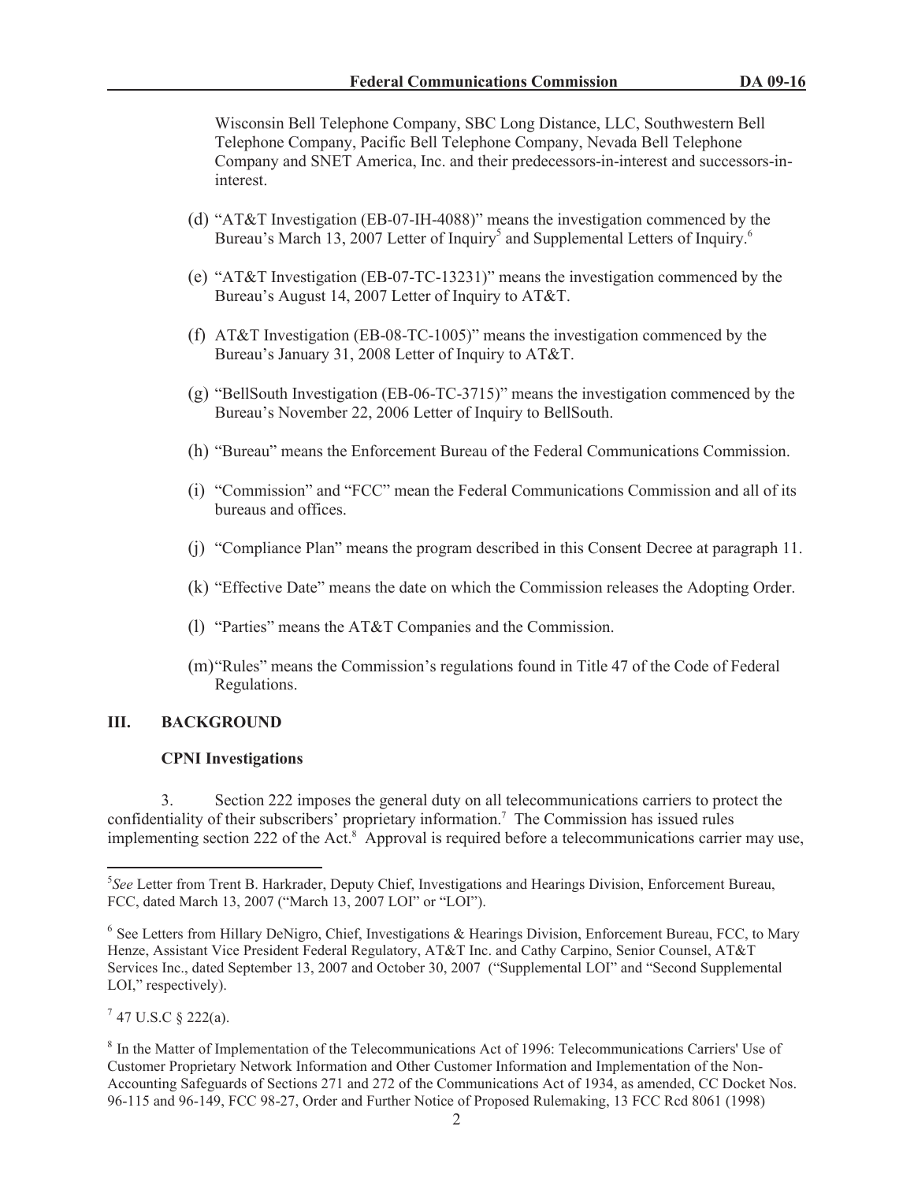Wisconsin Bell Telephone Company, SBC Long Distance, LLC, Southwestern Bell Telephone Company, Pacific Bell Telephone Company, Nevada Bell Telephone Company and SNET America, Inc. and their predecessors-in-interest and successors-in-interest.

(d) "AT&T Investigation (EB-07-IH-4088)" means the investigation commenced by the Bureau's March 13, 2007 Letter of Inquiry[5] and Supplemental Letters of Inquiry.[6]

(e) "AT&T Investigation (EB-07-TC-13231)" means the investigation commenced by the Bureau's August 14, 2007 Letter of Inquiry to AT&T.

(f) AT&T Investigation (EB-08-TC-1005)" means the investigation commenced by the Bureau's January 31, 2008 Letter of Inquiry to AT&T.

(g) "BellSouth Investigation (EB-06-TC-3715)" means the investigation commenced by the Bureau's November 22, 2006 Letter of Inquiry to BellSouth.

(h) "Bureau" means the Enforcement Bureau of the Federal Communications Commission.

(i) "Commission" and "FCC" mean the Federal Communications Commission and all of its bureaus and offices.

(j) "Compliance Plan" means the program described in this Consent Decree at paragraph 11.

(k) "Effective Date" means the date on which the Commission releases the Adopting Order.

(l) "Parties" means the AT&T Companies and the Commission.

(m) "Rules" means the Commission's regulations found in Title 47 of the Code of Federal Regulations.

## III. BACKGROUND

**CPNI Investigations**

3. Section 222 imposes the general duty on all telecommunications carriers to protect the confidentiality of their subscribers' proprietary information.[7] The Commission has issued rules implementing section 222 of the Act.[8] Approval is required before a telecommunications carrier may use,

---

[5] *See* Letter from Trent B. Harkrader, Deputy Chief, Investigations and Hearings Division, Enforcement Bureau, FCC, dated March 13, 2007 ("March 13, 2007 LOI" or "LOI").

[6] See Letters from Hillary DeNigro, Chief, Investigations & Hearings Division, Enforcement Bureau, FCC, to Mary Henze, Assistant Vice President Federal Regulatory, AT&T Inc. and Cathy Carpino, Senior Counsel, AT&T Services Inc., dated September 13, 2007 and October 30, 2007 ("Supplemental LOI" and "Second Supplemental LOI," respectively).

[7] 47 U.S.C § 222(a).

[8] In the Matter of Implementation of the Telecommunications Act of 1996: Telecommunications Carriers' Use of Customer Proprietary Network Information and Other Customer Information and Implementation of the Non-Accounting Safeguards of Sections 271 and 272 of the Communications Act of 1934, as amended, CC Docket Nos. 96-115 and 96-149, FCC 98-27, Order and Further Notice of Proposed Rulemaking, 13 FCC Rcd 8061 (1998)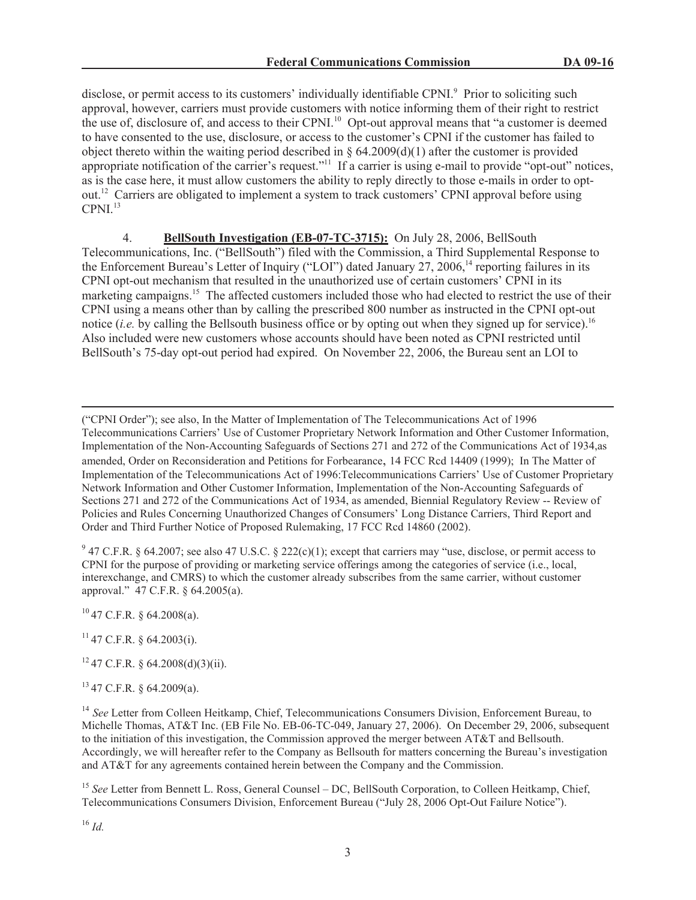disclose, or permit access to its customers' individually identifiable CPNI.[9] Prior to soliciting such approval, however, carriers must provide customers with notice informing them of their right to restrict the use of, disclosure of, and access to their CPNI.[10] Opt-out approval means that "a customer is deemed to have consented to the use, disclosure, or access to the customer's CPNI if the customer has failed to object thereto within the waiting period described in § 64.2009(d)(1) after the customer is provided appropriate notification of the carrier's request."[11] If a carrier is using e-mail to provide "opt-out" notices, as is the case here, it must allow customers the ability to reply directly to those e-mails in order to opt-out.[12] Carriers are obligated to implement a system to track customers' CPNI approval before using CPNI.[13]

4. **BellSouth Investigation (EB-07-TC-3715):** On July 28, 2006, BellSouth Telecommunications, Inc. ("BellSouth") filed with the Commission, a Third Supplemental Response to the Enforcement Bureau's Letter of Inquiry ("LOI") dated January 27, 2006,[14] reporting failures in its CPNI opt-out mechanism that resulted in the unauthorized use of certain customers' CPNI in its marketing campaigns.[15] The affected customers included those who had elected to restrict the use of their CPNI using a means other than by calling the prescribed 800 number as instructed in the CPNI opt-out notice (*i.e.* by calling the Bellsouth business office or by opting out when they signed up for service).[16] Also included were new customers whose accounts should have been noted as CPNI restricted until BellSouth's 75-day opt-out period had expired. On November 22, 2006, the Bureau sent an LOI to

---

("CPNI Order"); see also, In the Matter of Implementation of The Telecommunications Act of 1996 Telecommunications Carriers' Use of Customer Proprietary Network Information and Other Customer Information, Implementation of the Non-Accounting Safeguards of Sections 271 and 272 of the Communications Act of 1934,as amended, Order on Reconsideration and Petitions for Forbearance, 14 FCC Rcd 14409 (1999); In The Matter of Implementation of the Telecommunications Act of 1996:Telecommunications Carriers' Use of Customer Proprietary Network Information and Other Customer Information, Implementation of the Non-Accounting Safeguards of Sections 271 and 272 of the Communications Act of 1934, as amended, Biennial Regulatory Review -- Review of Policies and Rules Concerning Unauthorized Changes of Consumers' Long Distance Carriers, Third Report and Order and Third Further Notice of Proposed Rulemaking, 17 FCC Rcd 14860 (2002).

[9] 47 C.F.R. § 64.2007; see also 47 U.S.C. § 222(c)(1); except that carriers may "use, disclose, or permit access to CPNI for the purpose of providing or marketing service offerings among the categories of service (i.e., local, interexchange, and CMRS) to which the customer already subscribes from the same carrier, without customer approval." 47 C.F.R. § 64.2005(a).

[10] 47 C.F.R. § 64.2008(a).

[11] 47 C.F.R. § 64.2003(i).

[12] 47 C.F.R. § 64.2008(d)(3)(ii).

[13] 47 C.F.R. § 64.2009(a).

[14] *See* Letter from Colleen Heitkamp, Chief, Telecommunications Consumers Division, Enforcement Bureau, to Michelle Thomas, AT&T Inc. (EB File No. EB-06-TC-049, January 27, 2006). On December 29, 2006, subsequent to the initiation of this investigation, the Commission approved the merger between AT&T and Bellsouth. Accordingly, we will hereafter refer to the Company as Bellsouth for matters concerning the Bureau's investigation and AT&T for any agreements contained herein between the Company and the Commission.

[15] *See* Letter from Bennett L. Ross, General Counsel – DC, BellSouth Corporation, to Colleen Heitkamp, Chief, Telecommunications Consumers Division, Enforcement Bureau ("July 28, 2006 Opt-Out Failure Notice").

[16] *Id.*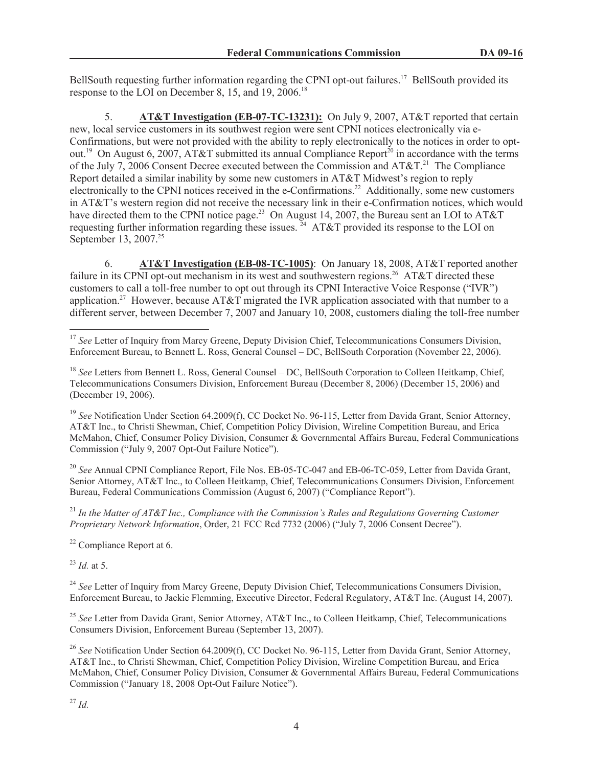BellSouth requesting further information regarding the CPNI opt-out failures.[17] BellSouth provided its response to the LOI on December 8, 15, and 19, 2006.[18]

5. **AT&T Investigation (EB-07-TC-13231):** On July 9, 2007, AT&T reported that certain new, local service customers in its southwest region were sent CPNI notices electronically via e-Confirmations, but were not provided with the ability to reply electronically to the notices in order to opt-out.[19] On August 6, 2007, AT&T submitted its annual Compliance Report[20] in accordance with the terms of the July 7, 2006 Consent Decree executed between the Commission and AT&T.[21] The Compliance Report detailed a similar inability by some new customers in AT&T Midwest's region to reply electronically to the CPNI notices received in the e-Confirmations.[22] Additionally, some new customers in AT&T's western region did not receive the necessary link in their e-Confirmation notices, which would have directed them to the CPNI notice page.[23] On August 14, 2007, the Bureau sent an LOI to AT&T requesting further information regarding these issues.[24] AT&T provided its response to the LOI on September 13, 2007.[25]

6. **AT&T Investigation (EB-08-TC-1005)**: On January 18, 2008, AT&T reported another failure in its CPNI opt-out mechanism in its west and southwestern regions.[26] AT&T directed these customers to call a toll-free number to opt out through its CPNI Interactive Voice Response ("IVR") application.[27] However, because AT&T migrated the IVR application associated with that number to a different server, between December 7, 2007 and January 10, 2008, customers dialing the toll-free number

---

[17] *See* Letter of Inquiry from Marcy Greene, Deputy Division Chief, Telecommunications Consumers Division, Enforcement Bureau, to Bennett L. Ross, General Counsel – DC, BellSouth Corporation (November 22, 2006).

[18] *See* Letters from Bennett L. Ross, General Counsel – DC, BellSouth Corporation to Colleen Heitkamp, Chief, Telecommunications Consumers Division, Enforcement Bureau (December 8, 2006) (December 15, 2006) and (December 19, 2006).

[19] *See* Notification Under Section 64.2009(f), CC Docket No. 96-115, Letter from Davida Grant, Senior Attorney, AT&T Inc., to Christi Shewman, Chief, Competition Policy Division, Wireline Competition Bureau, and Erica McMahon, Chief, Consumer Policy Division, Consumer & Governmental Affairs Bureau, Federal Communications Commission ("July 9, 2007 Opt-Out Failure Notice").

[20] *See* Annual CPNI Compliance Report, File Nos. EB-05-TC-047 and EB-06-TC-059, Letter from Davida Grant, Senior Attorney, AT&T Inc., to Colleen Heitkamp, Chief, Telecommunications Consumers Division, Enforcement Bureau, Federal Communications Commission (August 6, 2007) ("Compliance Report").

[21] *In the Matter of AT&T Inc., Compliance with the Commission's Rules and Regulations Governing Customer Proprietary Network Information*, Order, 21 FCC Rcd 7732 (2006) ("July 7, 2006 Consent Decree").

[22] Compliance Report at 6.

[23] *Id.* at 5.

[24] *See* Letter of Inquiry from Marcy Greene, Deputy Division Chief, Telecommunications Consumers Division, Enforcement Bureau, to Jackie Flemming, Executive Director, Federal Regulatory, AT&T Inc. (August 14, 2007).

[25] *See* Letter from Davida Grant, Senior Attorney, AT&T Inc., to Colleen Heitkamp, Chief, Telecommunications Consumers Division, Enforcement Bureau (September 13, 2007).

[26] *See* Notification Under Section 64.2009(f), CC Docket No. 96-115, Letter from Davida Grant, Senior Attorney, AT&T Inc., to Christi Shewman, Chief, Competition Policy Division, Wireline Competition Bureau, and Erica McMahon, Chief, Consumer Policy Division, Consumer & Governmental Affairs Bureau, Federal Communications Commission ("January 18, 2008 Opt-Out Failure Notice").

[27] *Id.*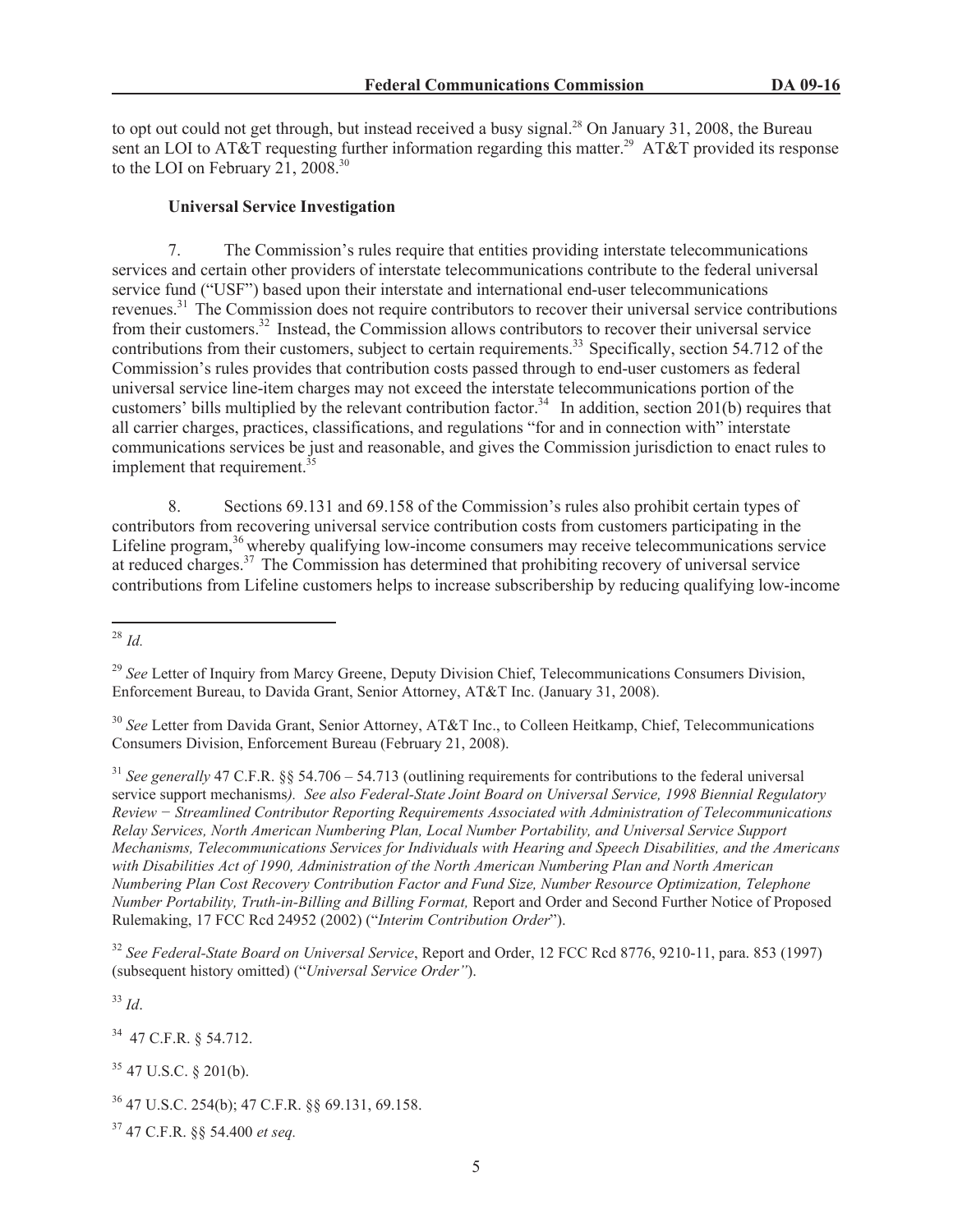to opt out could not get through, but instead received a busy signal.[28] On January 31, 2008, the Bureau sent an LOI to AT&T requesting further information regarding this matter.[29] AT&T provided its response to the LOI on February 21, 2008.[30]

**Universal Service Investigation**

7. The Commission's rules require that entities providing interstate telecommunications services and certain other providers of interstate telecommunications contribute to the federal universal service fund ("USF") based upon their interstate and international end-user telecommunications revenues.[31] The Commission does not require contributors to recover their universal service contributions from their customers.[32] Instead, the Commission allows contributors to recover their universal service contributions from their customers, subject to certain requirements.[33] Specifically, section 54.712 of the Commission's rules provides that contribution costs passed through to end-user customers as federal universal service line-item charges may not exceed the interstate telecommunications portion of the customers' bills multiplied by the relevant contribution factor.[34] In addition, section 201(b) requires that all carrier charges, practices, classifications, and regulations "for and in connection with" interstate communications services be just and reasonable, and gives the Commission jurisdiction to enact rules to implement that requirement.[35]

8. Sections 69.131 and 69.158 of the Commission's rules also prohibit certain types of contributors from recovering universal service contribution costs from customers participating in the Lifeline program,[36] whereby qualifying low-income consumers may receive telecommunications service at reduced charges.[37] The Commission has determined that prohibiting recovery of universal service contributions from Lifeline customers helps to increase subscribership by reducing qualifying low-income

---

[28] *Id.*

[29] *See* Letter of Inquiry from Marcy Greene, Deputy Division Chief, Telecommunications Consumers Division, Enforcement Bureau, to Davida Grant, Senior Attorney, AT&T Inc. (January 31, 2008).

[30] *See* Letter from Davida Grant, Senior Attorney, AT&T Inc., to Colleen Heitkamp, Chief, Telecommunications Consumers Division, Enforcement Bureau (February 21, 2008).

[31] *See generally* 47 C.F.R. §§ 54.706 – 54.713 (outlining requirements for contributions to the federal universal service support mechanisms). *See also Federal-State Joint Board on Universal Service, 1998 Biennial Regulatory Review − Streamlined Contributor Reporting Requirements Associated with Administration of Telecommunications Relay Services, North American Numbering Plan, Local Number Portability, and Universal Service Support Mechanisms, Telecommunications Services for Individuals with Hearing and Speech Disabilities, and the Americans with Disabilities Act of 1990, Administration of the North American Numbering Plan and North American Numbering Plan Cost Recovery Contribution Factor and Fund Size, Number Resource Optimization, Telephone Number Portability, Truth-in-Billing and Billing Format,* Report and Order and Second Further Notice of Proposed Rulemaking, 17 FCC Rcd 24952 (2002) ("*Interim Contribution Order*").

[32] *See Federal-State Board on Universal Service*, Report and Order, 12 FCC Rcd 8776, 9210-11, para. 853 (1997) (subsequent history omitted) ("*Universal Service Order"*).

[33] *Id*.

[34] 47 C.F.R. § 54.712.

[35] 47 U.S.C. § 201(b).

[36] 47 U.S.C. 254(b); 47 C.F.R. §§ 69.131, 69.158.

[37] 47 C.F.R. §§ 54.400 *et seq.*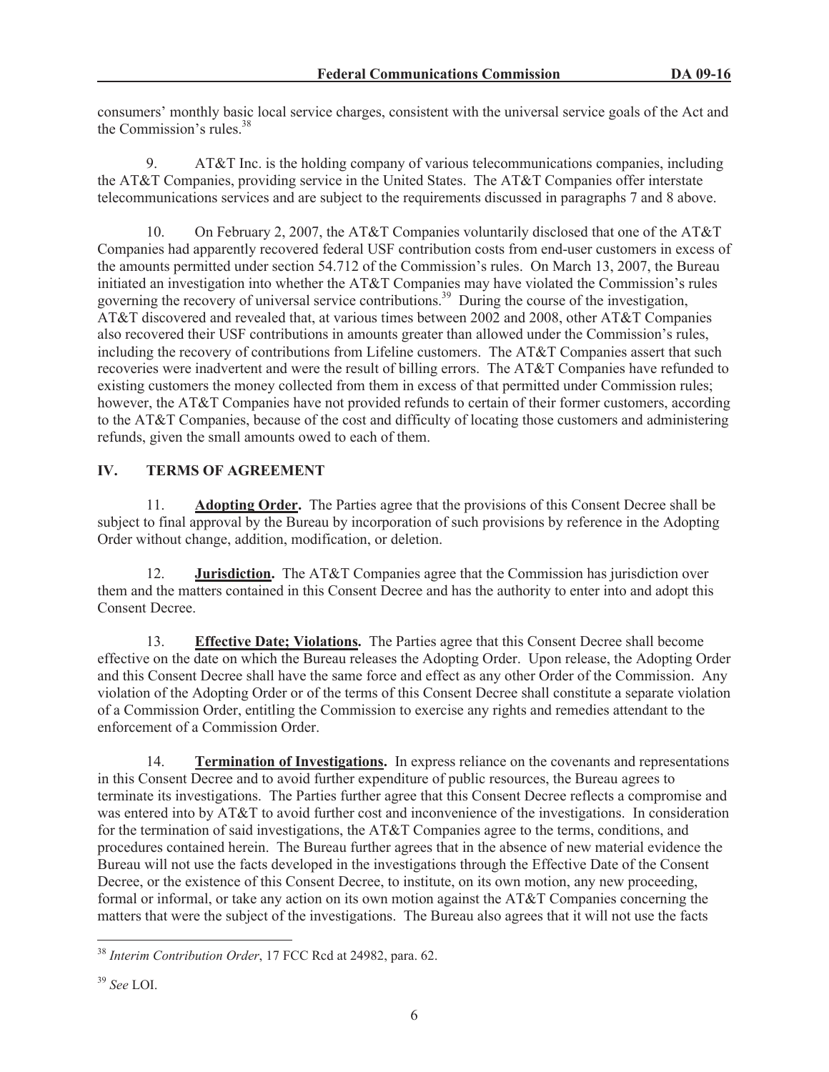consumers' monthly basic local service charges, consistent with the universal service goals of the Act and the Commission's rules.[38]

9. AT&T Inc. is the holding company of various telecommunications companies, including the AT&T Companies, providing service in the United States. The AT&T Companies offer interstate telecommunications services and are subject to the requirements discussed in paragraphs 7 and 8 above.

10. On February 2, 2007, the AT&T Companies voluntarily disclosed that one of the AT&T Companies had apparently recovered federal USF contribution costs from end-user customers in excess of the amounts permitted under section 54.712 of the Commission's rules. On March 13, 2007, the Bureau initiated an investigation into whether the AT&T Companies may have violated the Commission's rules governing the recovery of universal service contributions.[39] During the course of the investigation, AT&T discovered and revealed that, at various times between 2002 and 2008, other AT&T Companies also recovered their USF contributions in amounts greater than allowed under the Commission's rules, including the recovery of contributions from Lifeline customers. The AT&T Companies assert that such recoveries were inadvertent and were the result of billing errors. The AT&T Companies have refunded to existing customers the money collected from them in excess of that permitted under Commission rules; however, the AT&T Companies have not provided refunds to certain of their former customers, according to the AT&T Companies, because of the cost and difficulty of locating those customers and administering refunds, given the small amounts owed to each of them.

## IV. TERMS OF AGREEMENT

11. **Adopting Order.** The Parties agree that the provisions of this Consent Decree shall be subject to final approval by the Bureau by incorporation of such provisions by reference in the Adopting Order without change, addition, modification, or deletion.

12. **Jurisdiction.** The AT&T Companies agree that the Commission has jurisdiction over them and the matters contained in this Consent Decree and has the authority to enter into and adopt this Consent Decree.

13. **Effective Date; Violations.** The Parties agree that this Consent Decree shall become effective on the date on which the Bureau releases the Adopting Order. Upon release, the Adopting Order and this Consent Decree shall have the same force and effect as any other Order of the Commission. Any violation of the Adopting Order or of the terms of this Consent Decree shall constitute a separate violation of a Commission Order, entitling the Commission to exercise any rights and remedies attendant to the enforcement of a Commission Order.

14. **Termination of Investigations.** In express reliance on the covenants and representations in this Consent Decree and to avoid further expenditure of public resources, the Bureau agrees to terminate its investigations. The Parties further agree that this Consent Decree reflects a compromise and was entered into by AT&T to avoid further cost and inconvenience of the investigations. In consideration for the termination of said investigations, the AT&T Companies agree to the terms, conditions, and procedures contained herein. The Bureau further agrees that in the absence of new material evidence the Bureau will not use the facts developed in the investigations through the Effective Date of the Consent Decree, or the existence of this Consent Decree, to institute, on its own motion, any new proceeding, formal or informal, or take any action on its own motion against the AT&T Companies concerning the matters that were the subject of the investigations. The Bureau also agrees that it will not use the facts

---

[38] *Interim Contribution Order*, 17 FCC Rcd at 24982, para. 62.

[39] *See* LOI.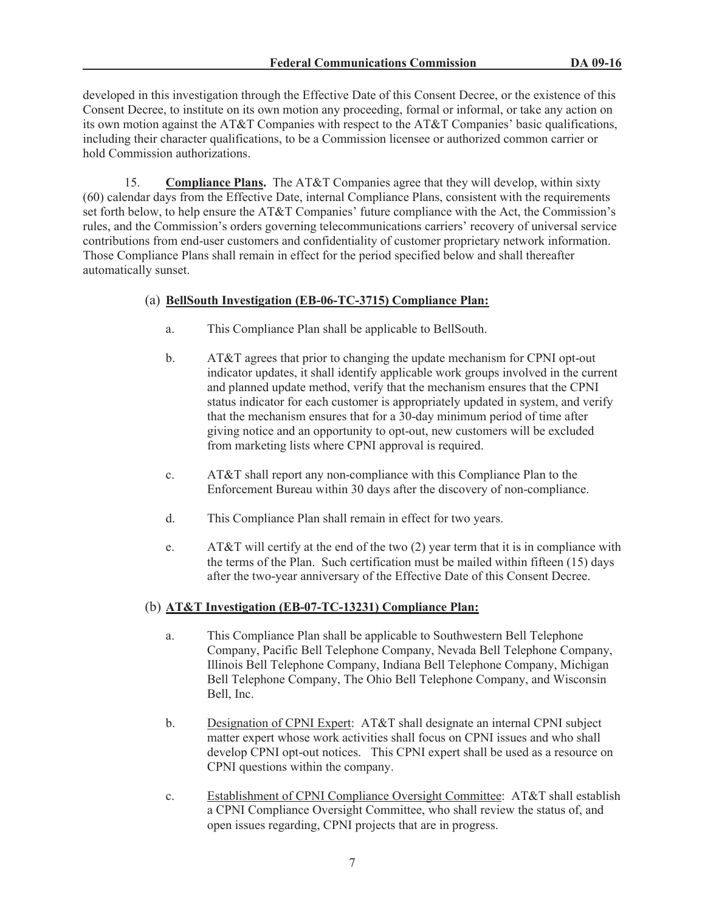developed in this investigation through the Effective Date of this Consent Decree, or the existence of this Consent Decree, to institute on its own motion any proceeding, formal or informal, or take any action on its own motion against the AT&T Companies with respect to the AT&T Companies' basic qualifications, including their character qualifications, to be a Commission licensee or authorized common carrier or hold Commission authorizations.

15. **Compliance Plans.** The AT&T Companies agree that they will develop, within sixty (60) calendar days from the Effective Date, internal Compliance Plans, consistent with the requirements set forth below, to help ensure the AT&T Companies' future compliance with the Act, the Commission's rules, and the Commission's orders governing telecommunications carriers' recovery of universal service contributions from end-user customers and confidentiality of customer proprietary network information. Those Compliance Plans shall remain in effect for the period specified below and shall thereafter automatically sunset.

(a) **BellSouth Investigation (EB-06-TC-3715) Compliance Plan:**

a. This Compliance Plan shall be applicable to BellSouth.

b. AT&T agrees that prior to changing the update mechanism for CPNI opt-out indicator updates, it shall identify applicable work groups involved in the current and planned update method, verify that the mechanism ensures that the CPNI status indicator for each customer is appropriately updated in system, and verify that the mechanism ensures that for a 30-day minimum period of time after giving notice and an opportunity to opt-out, new customers will be excluded from marketing lists where CPNI approval is required.

c. AT&T shall report any non-compliance with this Compliance Plan to the Enforcement Bureau within 30 days after the discovery of non-compliance.

d. This Compliance Plan shall remain in effect for two years.

e. AT&T will certify at the end of the two (2) year term that it is in compliance with the terms of the Plan. Such certification must be mailed within fifteen (15) days after the two-year anniversary of the Effective Date of this Consent Decree.

(b) **AT&T Investigation (EB-07-TC-13231) Compliance Plan:**

a. This Compliance Plan shall be applicable to Southwestern Bell Telephone Company, Pacific Bell Telephone Company, Nevada Bell Telephone Company, Illinois Bell Telephone Company, Indiana Bell Telephone Company, Michigan Bell Telephone Company, The Ohio Bell Telephone Company, and Wisconsin Bell, Inc.

b. Designation of CPNI Expert: AT&T shall designate an internal CPNI subject matter expert whose work activities shall focus on CPNI issues and who shall develop CPNI opt-out notices. This CPNI expert shall be used as a resource on CPNI questions within the company.

c. Establishment of CPNI Compliance Oversight Committee: AT&T shall establish a CPNI Compliance Oversight Committee, who shall review the status of, and open issues regarding, CPNI projects that are in progress.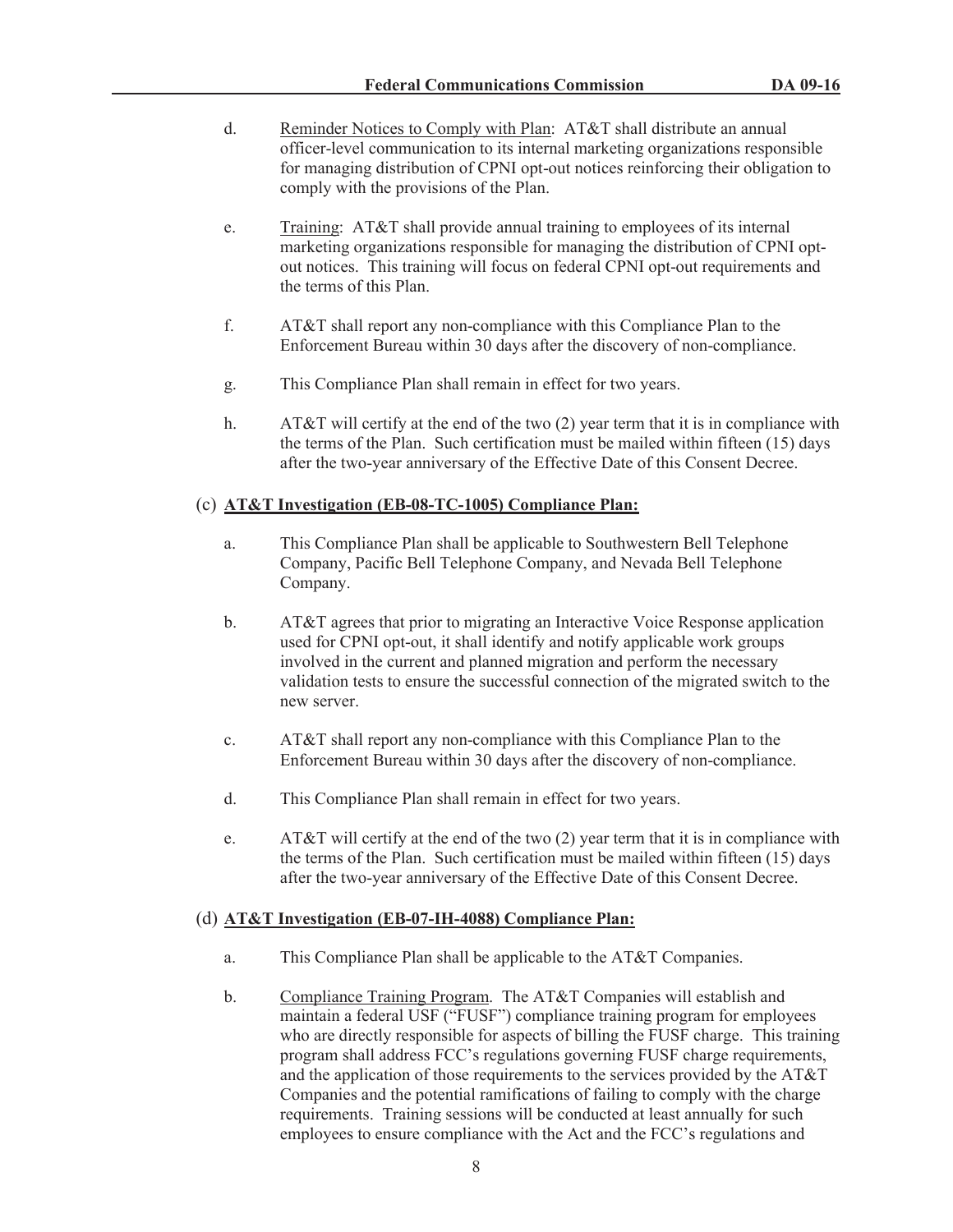d. <u>Reminder Notices to Comply with Plan</u>: AT&T shall distribute an annual officer-level communication to its internal marketing organizations responsible for managing distribution of CPNI opt-out notices reinforcing their obligation to comply with the provisions of the Plan.

e. <u>Training</u>: AT&T shall provide annual training to employees of its internal marketing organizations responsible for managing the distribution of CPNI opt-out notices. This training will focus on federal CPNI opt-out requirements and the terms of this Plan.

f. AT&T shall report any non-compliance with this Compliance Plan to the Enforcement Bureau within 30 days after the discovery of non-compliance.

g. This Compliance Plan shall remain in effect for two years.

h. AT&T will certify at the end of the two (2) year term that it is in compliance with the terms of the Plan. Such certification must be mailed within fifteen (15) days after the two-year anniversary of the Effective Date of this Consent Decree.

(c) **<u>AT&T Investigation (EB-08-TC-1005) Compliance Plan:</u>**

a. This Compliance Plan shall be applicable to Southwestern Bell Telephone Company, Pacific Bell Telephone Company, and Nevada Bell Telephone Company.

b. AT&T agrees that prior to migrating an Interactive Voice Response application used for CPNI opt-out, it shall identify and notify applicable work groups involved in the current and planned migration and perform the necessary validation tests to ensure the successful connection of the migrated switch to the new server.

c. AT&T shall report any non-compliance with this Compliance Plan to the Enforcement Bureau within 30 days after the discovery of non-compliance.

d. This Compliance Plan shall remain in effect for two years.

e. AT&T will certify at the end of the two (2) year term that it is in compliance with the terms of the Plan. Such certification must be mailed within fifteen (15) days after the two-year anniversary of the Effective Date of this Consent Decree.

(d) **<u>AT&T Investigation (EB-07-IH-4088) Compliance Plan:</u>**

a. This Compliance Plan shall be applicable to the AT&T Companies.

b. <u>Compliance Training Program</u>. The AT&T Companies will establish and maintain a federal USF ("FUSF") compliance training program for employees who are directly responsible for aspects of billing the FUSF charge. This training program shall address FCC's regulations governing FUSF charge requirements, and the application of those requirements to the services provided by the AT&T Companies and the potential ramifications of failing to comply with the charge requirements. Training sessions will be conducted at least annually for such employees to ensure compliance with the Act and the FCC's regulations and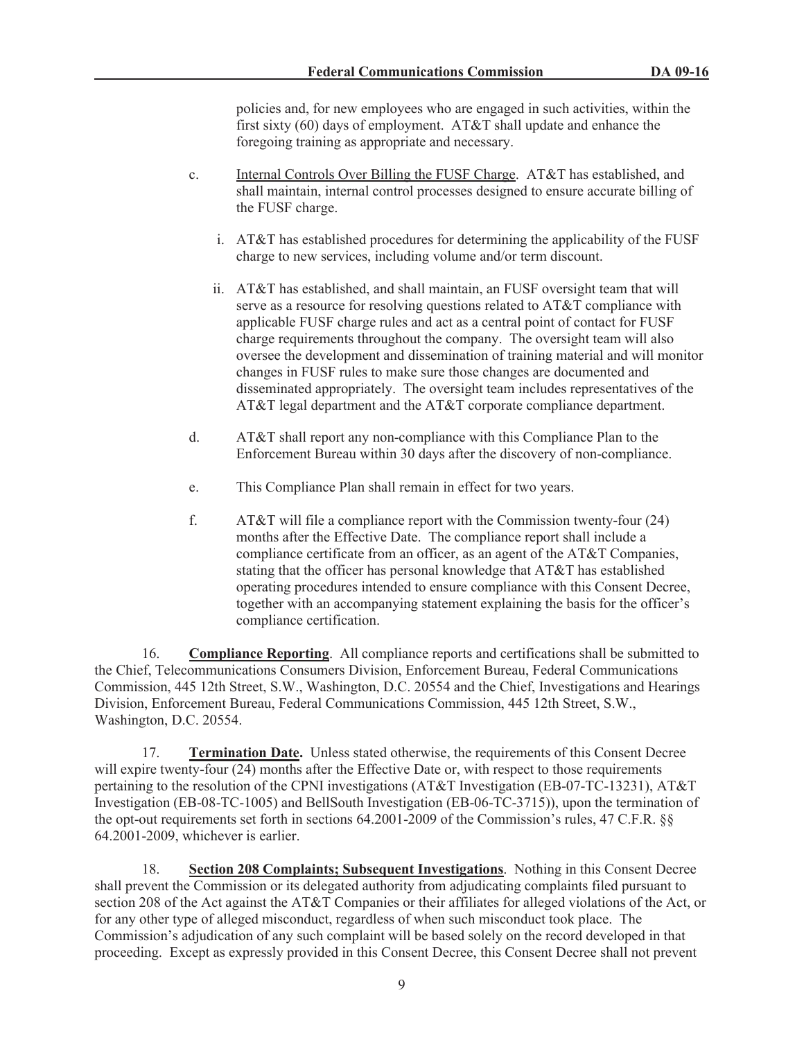policies and, for new employees who are engaged in such activities, within the first sixty (60) days of employment. AT&T shall update and enhance the foregoing training as appropriate and necessary.

c. Internal Controls Over Billing the FUSF Charge. AT&T has established, and shall maintain, internal control processes designed to ensure accurate billing of the FUSF charge.

i. AT&T has established procedures for determining the applicability of the FUSF charge to new services, including volume and/or term discount.

ii. AT&T has established, and shall maintain, an FUSF oversight team that will serve as a resource for resolving questions related to AT&T compliance with applicable FUSF charge rules and act as a central point of contact for FUSF charge requirements throughout the company. The oversight team will also oversee the development and dissemination of training material and will monitor changes in FUSF rules to make sure those changes are documented and disseminated appropriately. The oversight team includes representatives of the AT&T legal department and the AT&T corporate compliance department.

d. AT&T shall report any non-compliance with this Compliance Plan to the Enforcement Bureau within 30 days after the discovery of non-compliance.

e. This Compliance Plan shall remain in effect for two years.

f. AT&T will file a compliance report with the Commission twenty-four (24) months after the Effective Date. The compliance report shall include a compliance certificate from an officer, as an agent of the AT&T Companies, stating that the officer has personal knowledge that AT&T has established operating procedures intended to ensure compliance with this Consent Decree, together with an accompanying statement explaining the basis for the officer's compliance certification.

16. **Compliance Reporting**. All compliance reports and certifications shall be submitted to the Chief, Telecommunications Consumers Division, Enforcement Bureau, Federal Communications Commission, 445 12th Street, S.W., Washington, D.C. 20554 and the Chief, Investigations and Hearings Division, Enforcement Bureau, Federal Communications Commission, 445 12th Street, S.W., Washington, D.C. 20554.

17. **Termination Date.** Unless stated otherwise, the requirements of this Consent Decree will expire twenty-four (24) months after the Effective Date or, with respect to those requirements pertaining to the resolution of the CPNI investigations (AT&T Investigation (EB-07-TC-13231), AT&T Investigation (EB-08-TC-1005) and BellSouth Investigation (EB-06-TC-3715)), upon the termination of the opt-out requirements set forth in sections 64.2001-2009 of the Commission's rules, 47 C.F.R. §§ 64.2001-2009, whichever is earlier.

18. **Section 208 Complaints; Subsequent Investigations**. Nothing in this Consent Decree shall prevent the Commission or its delegated authority from adjudicating complaints filed pursuant to section 208 of the Act against the AT&T Companies or their affiliates for alleged violations of the Act, or for any other type of alleged misconduct, regardless of when such misconduct took place. The Commission's adjudication of any such complaint will be based solely on the record developed in that proceeding. Except as expressly provided in this Consent Decree, this Consent Decree shall not prevent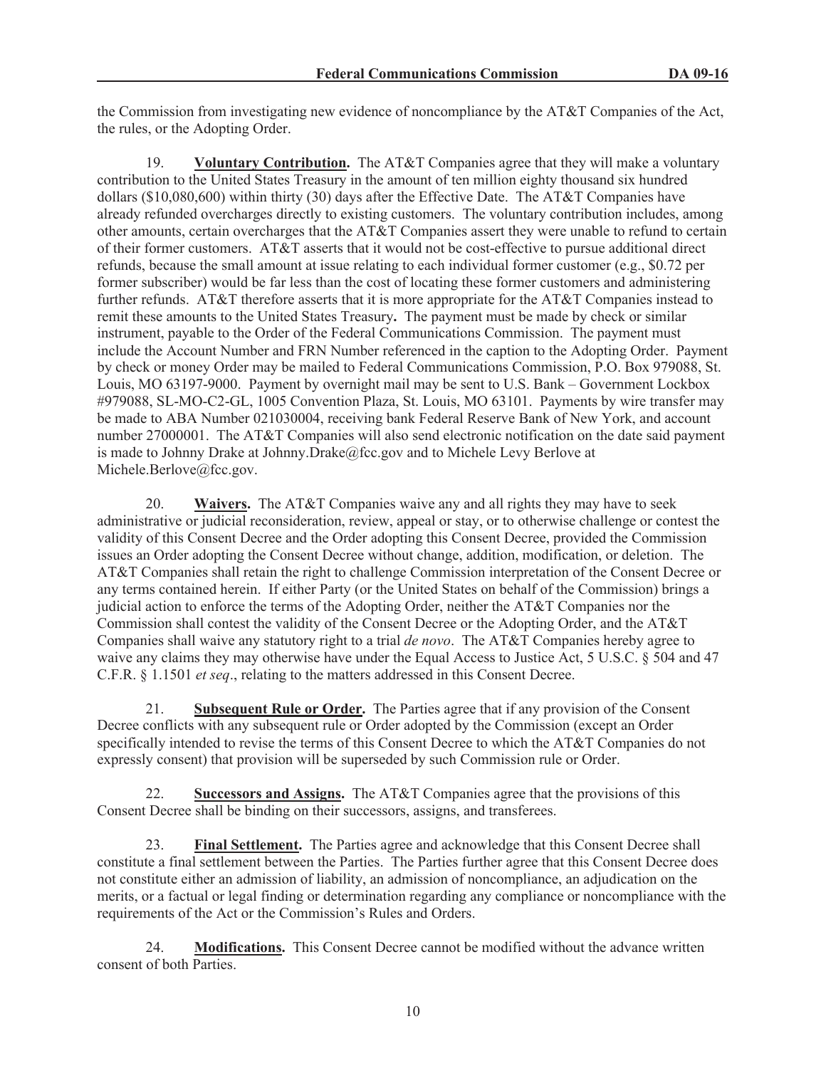the Commission from investigating new evidence of noncompliance by the AT&T Companies of the Act, the rules, or the Adopting Order.

19. **Voluntary Contribution.** The AT&T Companies agree that they will make a voluntary contribution to the United States Treasury in the amount of ten million eighty thousand six hundred dollars ($10,080,600) within thirty (30) days after the Effective Date. The AT&T Companies have already refunded overcharges directly to existing customers. The voluntary contribution includes, among other amounts, certain overcharges that the AT&T Companies assert they were unable to refund to certain of their former customers. AT&T asserts that it would not be cost-effective to pursue additional direct refunds, because the small amount at issue relating to each individual former customer (e.g., $0.72 per former subscriber) would be far less than the cost of locating these former customers and administering further refunds. AT&T therefore asserts that it is more appropriate for the AT&T Companies instead to remit these amounts to the United States Treasury**.** The payment must be made by check or similar instrument, payable to the Order of the Federal Communications Commission. The payment must include the Account Number and FRN Number referenced in the caption to the Adopting Order. Payment by check or money Order may be mailed to Federal Communications Commission, P.O. Box 979088, St. Louis, MO 63197-9000. Payment by overnight mail may be sent to U.S. Bank – Government Lockbox #979088, SL-MO-C2-GL, 1005 Convention Plaza, St. Louis, MO 63101. Payments by wire transfer may be made to ABA Number 021030004, receiving bank Federal Reserve Bank of New York, and account number 27000001. The AT&T Companies will also send electronic notification on the date said payment is made to Johnny Drake at Johnny.Drake@fcc.gov and to Michele Levy Berlove at Michele.Berlove@fcc.gov.

20. **Waivers.** The AT&T Companies waive any and all rights they may have to seek administrative or judicial reconsideration, review, appeal or stay, or to otherwise challenge or contest the validity of this Consent Decree and the Order adopting this Consent Decree, provided the Commission issues an Order adopting the Consent Decree without change, addition, modification, or deletion. The AT&T Companies shall retain the right to challenge Commission interpretation of the Consent Decree or any terms contained herein. If either Party (or the United States on behalf of the Commission) brings a judicial action to enforce the terms of the Adopting Order, neither the AT&T Companies nor the Commission shall contest the validity of the Consent Decree or the Adopting Order, and the AT&T Companies shall waive any statutory right to a trial *de novo*. The AT&T Companies hereby agree to waive any claims they may otherwise have under the Equal Access to Justice Act, 5 U.S.C. § 504 and 47 C.F.R. § 1.1501 *et seq*., relating to the matters addressed in this Consent Decree.

21. **Subsequent Rule or Order.** The Parties agree that if any provision of the Consent Decree conflicts with any subsequent rule or Order adopted by the Commission (except an Order specifically intended to revise the terms of this Consent Decree to which the AT&T Companies do not expressly consent) that provision will be superseded by such Commission rule or Order.

22. **Successors and Assigns.** The AT&T Companies agree that the provisions of this Consent Decree shall be binding on their successors, assigns, and transferees.

23. **Final Settlement.** The Parties agree and acknowledge that this Consent Decree shall constitute a final settlement between the Parties. The Parties further agree that this Consent Decree does not constitute either an admission of liability, an admission of noncompliance, an adjudication on the merits, or a factual or legal finding or determination regarding any compliance or noncompliance with the requirements of the Act or the Commission's Rules and Orders.

24. **Modifications.** This Consent Decree cannot be modified without the advance written consent of both Parties.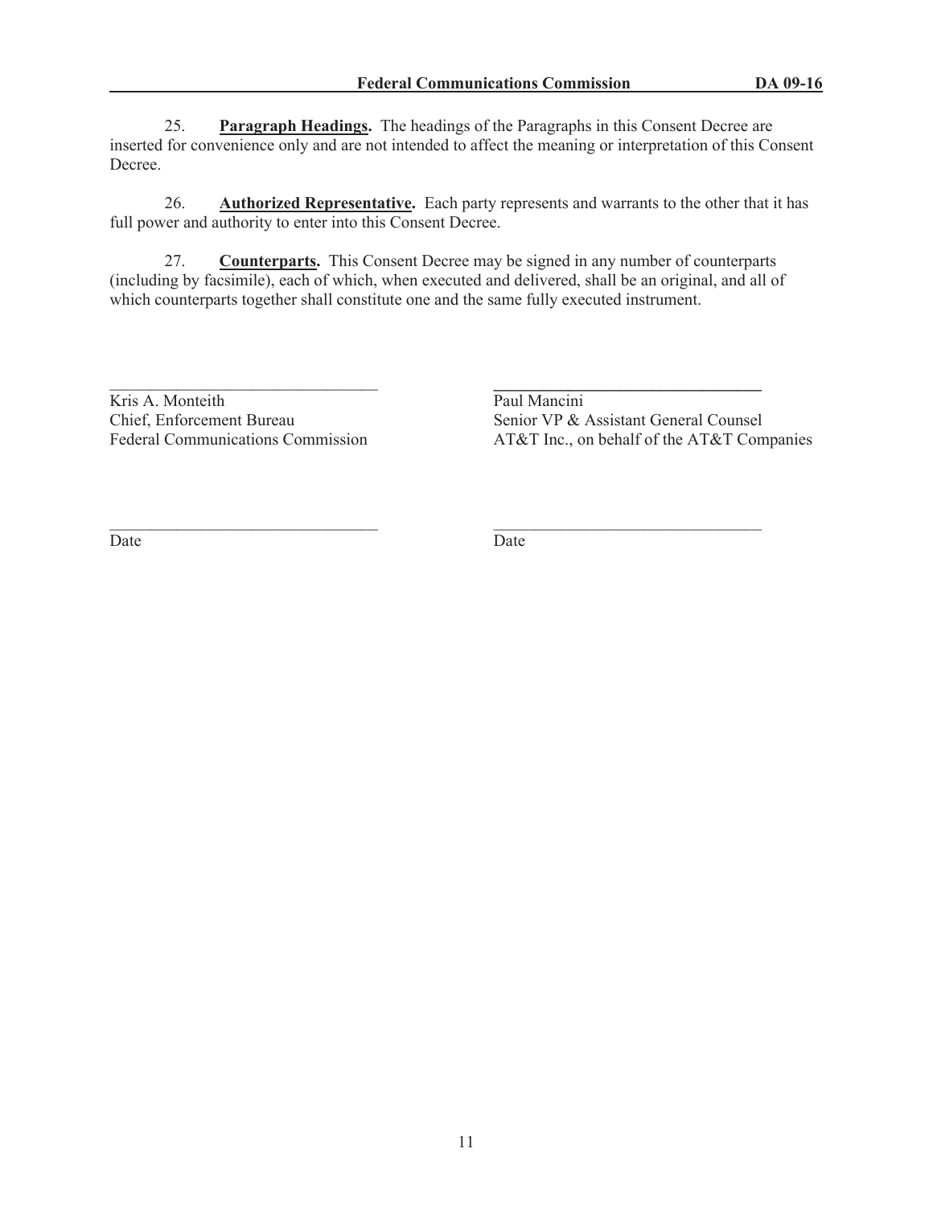25. **Paragraph Headings.** The headings of the Paragraphs in this Consent Decree are inserted for convenience only and are not intended to affect the meaning or interpretation of this Consent Decree.

26. **Authorized Representative.** Each party represents and warrants to the other that it has full power and authority to enter into this Consent Decree.

27. **Counterparts.** This Consent Decree may be signed in any number of counterparts (including by facsimile), each of which, when executed and delivered, shall be an original, and all of which counterparts together shall constitute one and the same fully executed instrument.

\_\_\_\_\_\_\_\_\_\_\_\_\_\_\_\_\_\_\_\_\_\_\_\_\_\_\_\_\_\_\_\_
Kris A. Monteith
Chief, Enforcement Bureau
Federal Communications Commission

\_\_\_\_\_\_\_\_\_\_\_\_\_\_\_\_\_\_\_\_\_\_\_\_\_\_\_\_\_\_\_\_
Date

\_\_\_\_\_\_\_\_\_\_\_\_\_\_\_\_\_\_\_\_\_\_\_\_\_\_\_\_\_\_\_\_
Paul Mancini
Senior VP & Assistant General Counsel
AT&T Inc., on behalf of the AT&T Companies

\_\_\_\_\_\_\_\_\_\_\_\_\_\_\_\_\_\_\_\_\_\_\_\_\_\_\_\_\_\_\_\_
Date